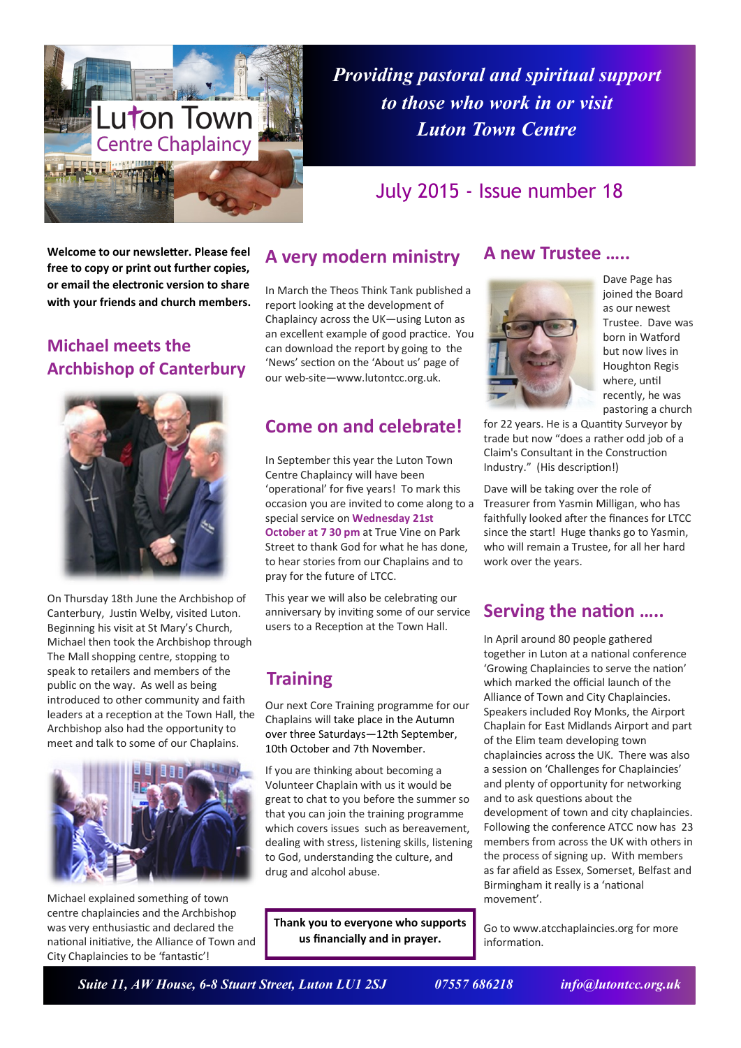# Luton Town Centre Chaplaincy

*Providing pastoral and spiritual support to those who work in or visit Luton Town Centre*

## July 2015 - Issue number 18

**Welcome to our newsletter. Please feel free to copy or print out further copies, or email the electronic version to share with your friends and church members.**

## Michael meets the Archbishop of Canterbury

On Thursday 18th June the Archbishop of Canterbury, Justin Welby, visited Luton. Beginning his visit at St Mary's Church, Michael then took the Archbishop through The Mall shopping centre, stopping to speak to retailers and members of the public on the way. As well as being introduced to other community and faith leaders at a reception at the Town Hall, the Archbishop also had the opportunity to meet and talk to some of our Chaplains.

Michael explained something of town centre chaplaincies and the Archbishop was very enthusiastic and declared the national initiative, the Alliance of Town and City Chaplaincies to be 'fantastic'!

## A very modern ministry

In March the Theos Think Tank published a report looking at the development of Chaplaincy across the UK—using Luton as an excellent example of good practice. You can download the report by going to the 'News' section on the 'About us' page of our web-site—www.lutontcc.org.uk.

## Come on and celebrate!

In September this year the Luton Town Centre Chaplaincy will have been 'operational' for five years! To mark this occasion you are invited to come along to a special service on **Wednesday 21st October at 7 30 pm** at True Vine on Park Street to thank God for what he has done, to hear stories from our Chaplains and to pray for the future of LTCC.

This year we will also be celebrating our anniversary by inviting some of our service users to a Reception at the Town Hall.

## Training

Our next Core Training programme for our Chaplains will take place in the Autumn over three Saturdays—12th September, 10th October and 7th November.

If you are thinking about becoming a Volunteer Chaplain with us it would be great to chat to you before the summer so that you can join the training programme which covers issues such as bereavement, dealing with stress, listening skills, listening to God, understanding the culture, and drug and alcohol abuse.

**Thank you to everyone who supports us financially and in prayer.**

## A new Trustee .....

Dave Page has joined the Board as our newest Trustee. Dave was born in Watford but now lives in Houghton Regis where, until recently, he was pastoring a church for 22 years. He is a Quantity Surveyor by trade but now "does a rather odd job of a Claim's Consultant in the Construction Industry." (His description!)

Dave will be taking over the role of Treasurer from Yasmin Milligan, who has faithfully looked after the finances for LTCC since the start! Huge thanks go to Yasmin, who will remain a Trustee, for all her hard work over the years.

## Serving the nation .....

In April around 80 people gathered together in Luton at a national conference 'Growing Chaplaincies to serve the nation' which marked the official launch of the Alliance of Town and City Chaplaincies. Speakers included Roy Monks, the Airport Chaplain for East Midlands Airport and part of the Elim team developing town chaplaincies across the UK. There was also a session on 'Challenges for Chaplaincies' and plenty of opportunity for networking and to ask questions about the development of town and city chaplaincies. Following the conference ATCC now has 23 members from across the UK with others in the process of signing up. With members as far afield as Essex, Somerset, Belfast and Birmingham it really is a 'national movement'.

Go to www.atcchaplaincies.org for more information.

*Suite 11, AW House, 6-8 Stuart Street, Luton LU1 2SJ* | *07557 686218* | *info@lutontcc.org.uk*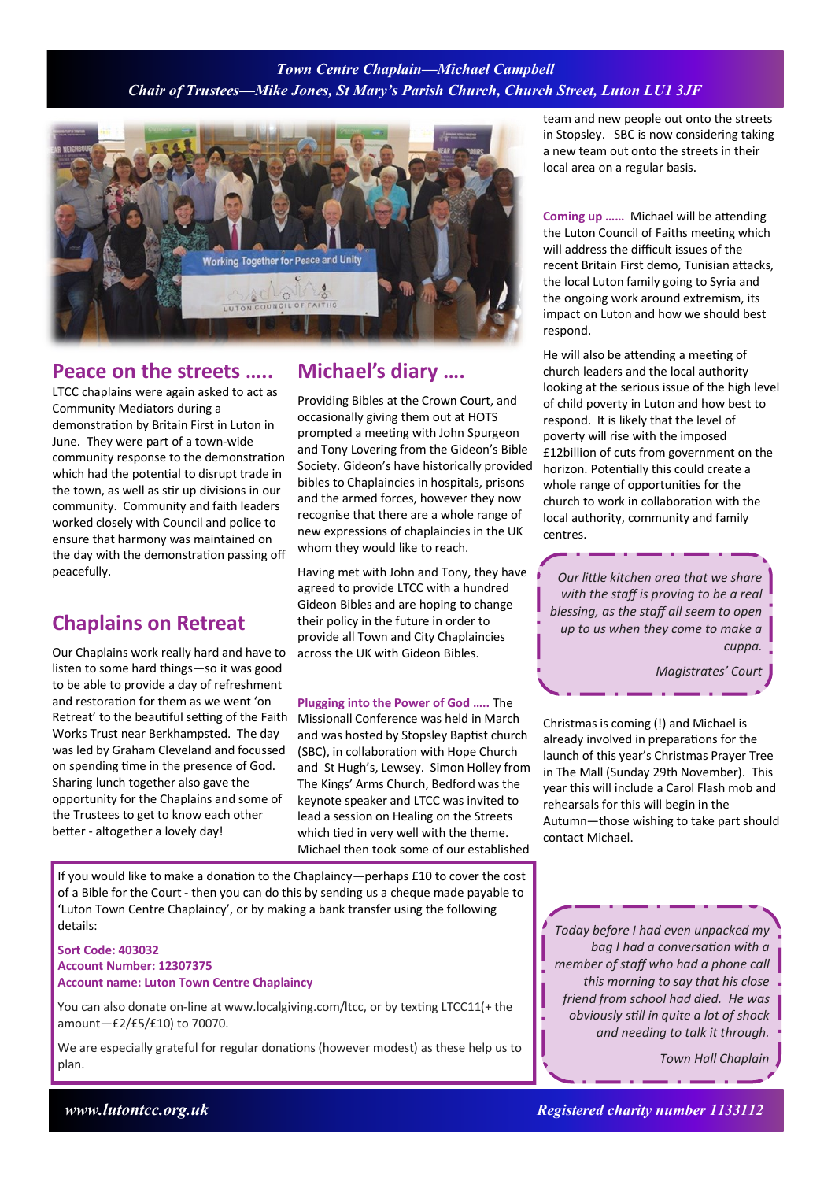*Town Centre Chaplain—Michael Campbell*
*Chair of Trustees—Mike Jones, St Mary's Parish Church, Church Street, Luton LU1 3JF*

## Peace on the streets …..

LTCC chaplains were again asked to act as Community Mediators during a demonstration by Britain First in Luton in June. They were part of a town-wide community response to the demonstration which had the potential to disrupt trade in the town, as well as stir up divisions in our community. Community and faith leaders worked closely with Council and police to ensure that harmony was maintained on the day with the demonstration passing off peacefully.

## Chaplains on Retreat

Our Chaplains work really hard and have to listen to some hard things—so it was good to be able to provide a day of refreshment and restoration for them as we went 'on Retreat' to the beautiful setting of the Faith Works Trust near Berkhampsted. The day was led by Graham Cleveland and focussed on spending time in the presence of God. Sharing lunch together also gave the opportunity for the Chaplains and some of the Trustees to get to know each other better - altogether a lovely day!

## Michael's diary ….

Providing Bibles at the Crown Court, and occasionally giving them out at HOTS prompted a meeting with John Spurgeon and Tony Lovering from the Gideon's Bible Society. Gideon's have historically provided bibles to Chaplaincies in hospitals, prisons and the armed forces, however they now recognise that there are a whole range of new expressions of chaplaincies in the UK whom they would like to reach.

Having met with John and Tony, they have agreed to provide LTCC with a hundred Gideon Bibles and are hoping to change their policy in the future in order to provide all Town and City Chaplaincies across the UK with Gideon Bibles.

**Plugging into the Power of God …..** The Missionall Conference was held in March and was hosted by Stopsley Baptist church (SBC), in collaboration with Hope Church and St Hugh's, Lewsey. Simon Holley from The Kings' Arms Church, Bedford was the keynote speaker and LTCC was invited to lead a session on Healing on the Streets which tied in very well with the theme. Michael then took some of our established team and new people out onto the streets in Stopsley. SBC is now considering taking a new team out onto the streets in their local area on a regular basis.

**Coming up ……** Michael will be attending the Luton Council of Faiths meeting which will address the difficult issues of the recent Britain First demo, Tunisian attacks, the local Luton family going to Syria and the ongoing work around extremism, its impact on Luton and how we should best respond.

He will also be attending a meeting of church leaders and the local authority looking at the serious issue of the high level of child poverty in Luton and how best to respond. It is likely that the level of poverty will rise with the imposed £12billion of cuts from government on the horizon. Potentially this could create a whole range of opportunities for the church to work in collaboration with the local authority, community and family centres.

*Our little kitchen area that we share with the staff is proving to be a real blessing, as the staff all seem to open up to us when they come to make a cuppa.*

*Magistrates' Court*

Christmas is coming (!) and Michael is already involved in preparations for the launch of this year's Christmas Prayer Tree in The Mall (Sunday 29th November). This year this will include a Carol Flash mob and rehearsals for this will begin in the Autumn—those wishing to take part should contact Michael.

If you would like to make a donation to the Chaplaincy—perhaps £10 to cover the cost of a Bible for the Court - then you can do this by sending us a cheque made payable to 'Luton Town Centre Chaplaincy', or by making a bank transfer using the following details:

**Sort Code: 403032**
**Account Number: 12307375**
**Account name: Luton Town Centre Chaplaincy**

You can also donate on-line at www.localgiving.com/ltcc, or by texting LTCC11(+ the amount—£2/£5/£10) to 70070.

We are especially grateful for regular donations (however modest) as these help us to plan.

*Today before I had even unpacked my bag I had a conversation with a member of staff who had a phone call this morning to say that his close friend from school had died. He was obviously still in quite a lot of shock and needing to talk it through.*

*Town Hall Chaplain*

*www.lutontcc.org.uk* — *Registered charity number 1133112*